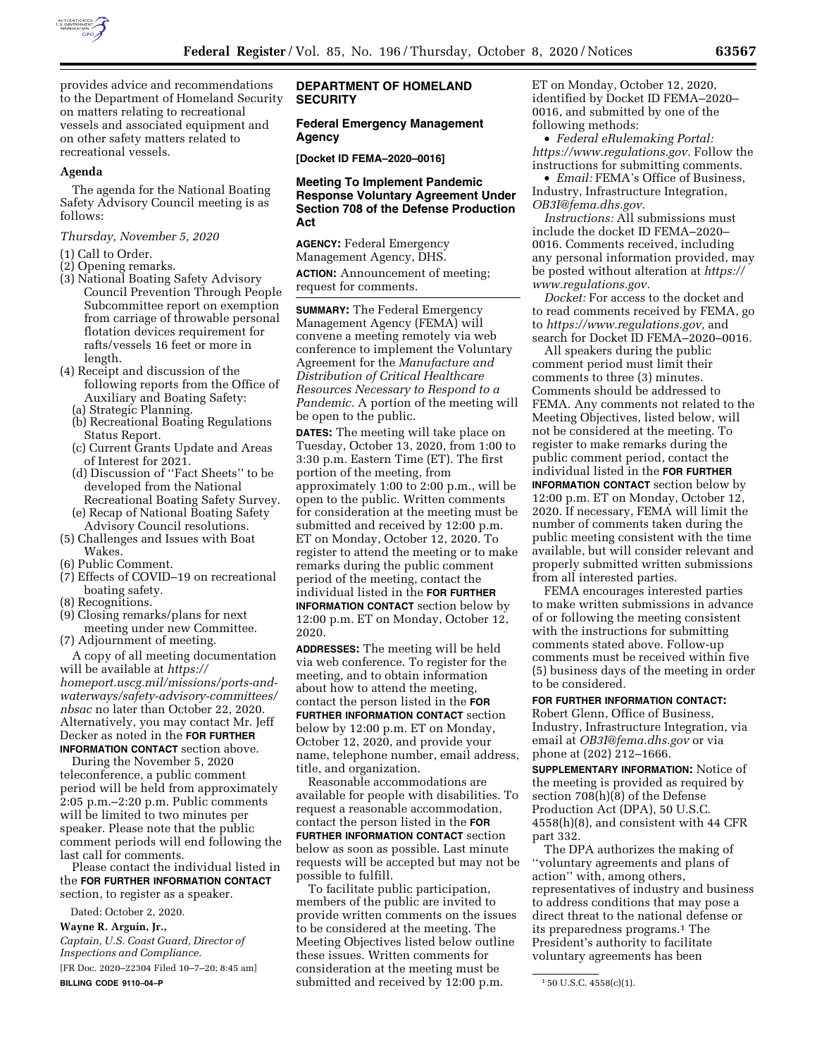provides advice and recommendations to the Department of Homeland Security on matters relating to recreational vessels and associated equipment and on other safety matters related to recreational vessels.

## Agenda

The agenda for the National Boating Safety Advisory Council meeting is as follows:

*Thursday, November 5, 2020*

(1) Call to Order.
(2) Opening remarks.
(3) National Boating Safety Advisory Council Prevention Through People Subcommittee report on exemption from carriage of throwable personal flotation devices requirement for rafts/vessels 16 feet or more in length.
(4) Receipt and discussion of the following reports from the Office of Auxiliary and Boating Safety:
  (a) Strategic Planning.
  (b) Recreational Boating Regulations Status Report.
  (c) Current Grants Update and Areas of Interest for 2021.
  (d) Discussion of "Fact Sheets" to be developed from the National Recreational Boating Safety Survey.
  (e) Recap of National Boating Safety Advisory Council resolutions.
(5) Challenges and Issues with Boat Wakes.
(6) Public Comment.
(7) Effects of COVID–19 on recreational boating safety.
(8) Recognitions.
(9) Closing remarks/plans for next meeting under new Committee.
(7) Adjournment of meeting.

A copy of all meeting documentation will be available at *https://homeport.uscg.mil/missions/ports-and-waterways/safety-advisory-committees/nbsac* no later than October 22, 2020. Alternatively, you may contact Mr. Jeff Decker as noted in the **FOR FURTHER INFORMATION CONTACT** section above.

During the November 5, 2020 teleconference, a public comment period will be held from approximately 2:05 p.m.–2:20 p.m. Public comments will be limited to two minutes per speaker. Please note that the public comment periods will end following the last call for comments.

Please contact the individual listed in the **FOR FURTHER INFORMATION CONTACT** section, to register as a speaker.

Dated: October 2, 2020.

**Wayne R. Arguin, Jr.,**

*Captain, U.S. Coast Guard, Director of Inspections and Compliance.*

[FR Doc. 2020–22304 Filed 10–7–20; 8:45 am]

**BILLING CODE 9110–04–P**

## DEPARTMENT OF HOMELAND SECURITY

### Federal Emergency Management Agency

**[Docket ID FEMA–2020–0016]**

### Meeting To Implement Pandemic Response Voluntary Agreement Under Section 708 of the Defense Production Act

**AGENCY:** Federal Emergency Management Agency, DHS.

**ACTION:** Announcement of meeting; request for comments.

**SUMMARY:** The Federal Emergency Management Agency (FEMA) will convene a meeting remotely via web conference to implement the Voluntary Agreement for the *Manufacture and Distribution of Critical Healthcare Resources Necessary to Respond to a Pandemic.* A portion of the meeting will be open to the public.

**DATES:** The meeting will take place on Tuesday, October 13, 2020, from 1:00 to 3:30 p.m. Eastern Time (ET). The first portion of the meeting, from approximately 1:00 to 2:00 p.m., will be open to the public. Written comments for consideration at the meeting must be submitted and received by 12:00 p.m. ET on Monday, October 12, 2020. To register to attend the meeting or to make remarks during the public comment period of the meeting, contact the individual listed in the **FOR FURTHER INFORMATION CONTACT** section below by 12:00 p.m. ET on Monday, October 12, 2020.

**ADDRESSES:** The meeting will be held via web conference. To register for the meeting, and to obtain information about how to attend the meeting, contact the person listed in the **FOR FURTHER INFORMATION CONTACT** section below by 12:00 p.m. ET on Monday, October 12, 2020, and provide your name, telephone number, email address, title, and organization.

Reasonable accommodations are available for people with disabilities. To request a reasonable accommodation, contact the person listed in the **FOR FURTHER INFORMATION CONTACT** section below as soon as possible. Last minute requests will be accepted but may not be possible to fulfill.

To facilitate public participation, members of the public are invited to provide written comments on the issues to be considered at the meeting. The Meeting Objectives listed below outline these issues. Written comments for consideration at the meeting must be submitted and received by 12:00 p.m. ET on Monday, October 12, 2020, identified by Docket ID FEMA–2020–0016, and submitted by one of the following methods:

- *Federal eRulemaking Portal: https://www.regulations.gov.* Follow the instructions for submitting comments.
- *Email:* FEMA's Office of Business, Industry, Infrastructure Integration, *OB3I@fema.dhs.gov.*

*Instructions:* All submissions must include the docket ID FEMA–2020–0016. Comments received, including any personal information provided, may be posted without alteration at *https://www.regulations.gov.*

*Docket:* For access to the docket and to read comments received by FEMA, go to *https://www.regulations.gov,* and search for Docket ID FEMA–2020–0016.

All speakers during the public comment period must limit their comments to three (3) minutes. Comments should be addressed to FEMA. Any comments not related to the Meeting Objectives, listed below, will not be considered at the meeting. To register to make remarks during the public comment period, contact the individual listed in the **FOR FURTHER INFORMATION CONTACT** section below by 12:00 p.m. ET on Monday, October 12, 2020. If necessary, FEMA will limit the number of comments taken during the public meeting consistent with the time available, but will consider relevant and properly submitted written submissions from all interested parties.

FEMA encourages interested parties to make written submissions in advance of or following the meeting consistent with the instructions for submitting comments stated above. Follow-up comments must be received within five (5) business days of the meeting in order to be considered.

**FOR FURTHER INFORMATION CONTACT:** Robert Glenn, Office of Business, Industry, Infrastructure Integration, via email at *OB3I@fema.dhs.gov* or via phone at (202) 212–1666.

**SUPPLEMENTARY INFORMATION:** Notice of the meeting is provided as required by section 708(h)(8) of the Defense Production Act (DPA), 50 U.S.C. 4558(h)(8), and consistent with 44 CFR part 332.

The DPA authorizes the making of "voluntary agreements and plans of action" with, among others, representatives of industry and business to address conditions that may pose a direct threat to the national defense or its preparedness programs.[1] The President's authority to facilitate voluntary agreements has been

[1] 50 U.S.C. 4558(c)(1).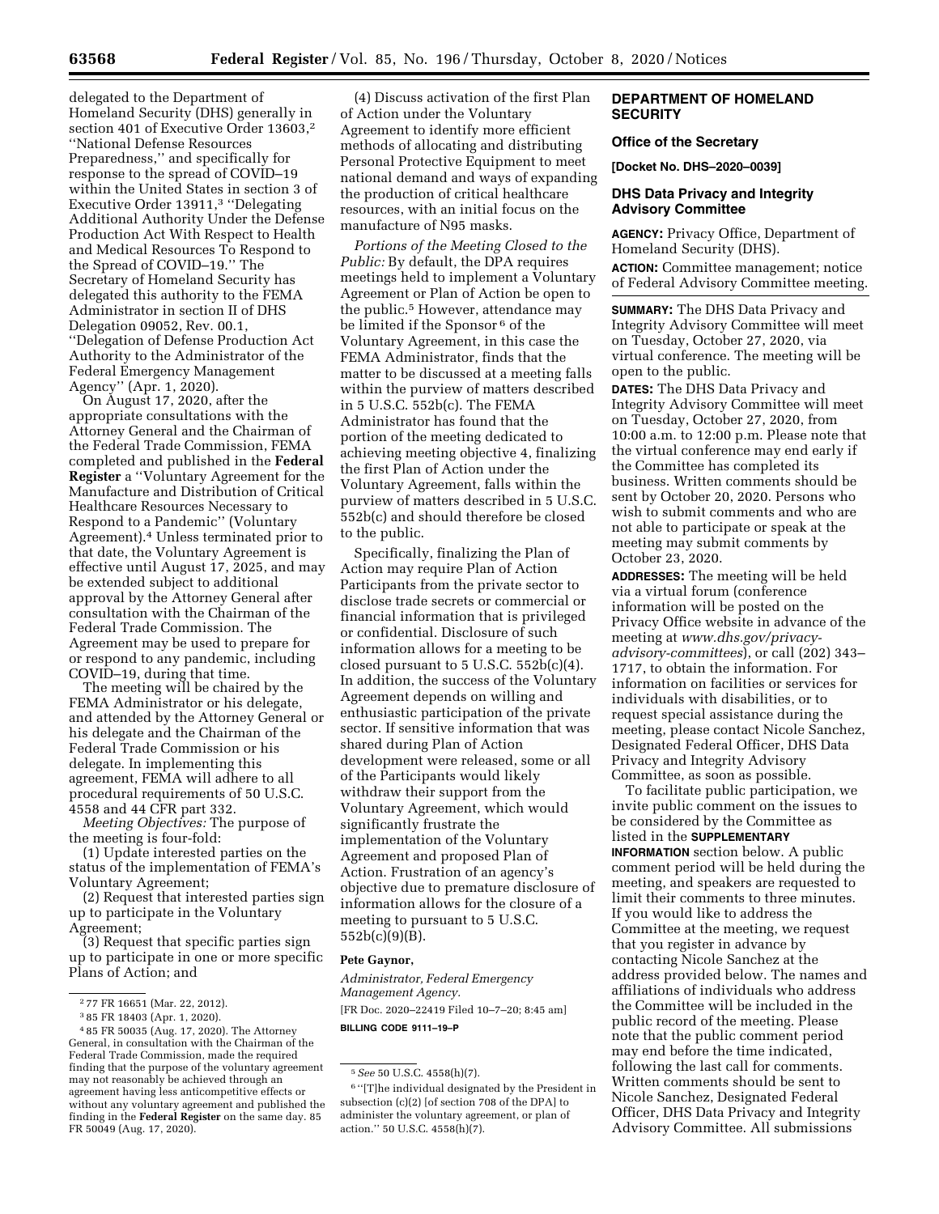delegated to the Department of Homeland Security (DHS) generally in section 401 of Executive Order 13603,[2] ''National Defense Resources Preparedness,'' and specifically for response to the spread of COVID–19 within the United States in section 3 of Executive Order 13911,[3] ''Delegating Additional Authority Under the Defense Production Act With Respect to Health and Medical Resources To Respond to the Spread of COVID–19.'' The Secretary of Homeland Security has delegated this authority to the FEMA Administrator in section II of DHS Delegation 09052, Rev. 00.1, ''Delegation of Defense Production Act Authority to the Administrator of the Federal Emergency Management Agency'' (Apr. 1, 2020).

On August 17, 2020, after the appropriate consultations with the Attorney General and the Chairman of the Federal Trade Commission, FEMA completed and published in the **Federal Register** a ''Voluntary Agreement for the Manufacture and Distribution of Critical Healthcare Resources Necessary to Respond to a Pandemic'' (Voluntary Agreement).[4] Unless terminated prior to that date, the Voluntary Agreement is effective until August 17, 2025, and may be extended subject to additional approval by the Attorney General after consultation with the Chairman of the Federal Trade Commission. The Agreement may be used to prepare for or respond to any pandemic, including COVID–19, during that time.

The meeting will be chaired by the FEMA Administrator or his delegate, and attended by the Attorney General or his delegate and the Chairman of the Federal Trade Commission or his delegate. In implementing this agreement, FEMA will adhere to all procedural requirements of 50 U.S.C. 4558 and 44 CFR part 332.

*Meeting Objectives:* The purpose of the meeting is four-fold:

(1) Update interested parties on the status of the implementation of FEMA's Voluntary Agreement;

(2) Request that interested parties sign up to participate in the Voluntary Agreement;

(3) Request that specific parties sign up to participate in one or more specific Plans of Action; and

(4) Discuss activation of the first Plan of Action under the Voluntary Agreement to identify more efficient methods of allocating and distributing Personal Protective Equipment to meet national demand and ways of expanding the production of critical healthcare resources, with an initial focus on the manufacture of N95 masks.

*Portions of the Meeting Closed to the Public:* By default, the DPA requires meetings held to implement a Voluntary Agreement or Plan of Action be open to the public.[5] However, attendance may be limited if the Sponsor[6] of the Voluntary Agreement, in this case the FEMA Administrator, finds that the matter to be discussed at a meeting falls within the purview of matters described in 5 U.S.C. 552b(c). The FEMA Administrator has found that the portion of the meeting dedicated to achieving meeting objective 4, finalizing the first Plan of Action under the Voluntary Agreement, falls within the purview of matters described in 5 U.S.C. 552b(c) and should therefore be closed to the public.

Specifically, finalizing the Plan of Action may require Plan of Action Participants from the private sector to disclose trade secrets or commercial or financial information that is privileged or confidential. Disclosure of such information allows for a meeting to be closed pursuant to 5 U.S.C. 552b(c)(4). In addition, the success of the Voluntary Agreement depends on willing and enthusiastic participation of the private sector. If sensitive information that was shared during Plan of Action development were released, some or all of the Participants would likely withdraw their support from the Voluntary Agreement, which would significantly frustrate the implementation of the Voluntary Agreement and proposed Plan of Action. Frustration of an agency's objective due to premature disclosure of information allows for the closure of a meeting to pursuant to 5 U.S.C. 552b(c)(9)(B).

**Pete Gaynor,**

*Administrator, Federal Emergency Management Agency.*

[FR Doc. 2020–22419 Filed 10–7–20; 8:45 am]

**BILLING CODE 9111–19–P**

[2] 77 FR 16651 (Mar. 22, 2012).

[3] 85 FR 18403 (Apr. 1, 2020).

[4] 85 FR 50035 (Aug. 17, 2020). The Attorney General, in consultation with the Chairman of the Federal Trade Commission, made the required finding that the purpose of the voluntary agreement may not reasonably be achieved through an agreement having less anticompetitive effects or without any voluntary agreement and published the finding in the **Federal Register** on the same day. 85 FR 50049 (Aug. 17, 2020).

[5] *See* 50 U.S.C. 4558(h)(7).

[6] ''[T]he individual designated by the President in subsection (c)(2) [of section 708 of the DPA] to administer the voluntary agreement, or plan of action.'' 50 U.S.C. 4558(h)(7).

## DEPARTMENT OF HOMELAND SECURITY

### Office of the Secretary

**[Docket No. DHS–2020–0039]**

### DHS Data Privacy and Integrity Advisory Committee

**AGENCY:** Privacy Office, Department of Homeland Security (DHS).

**ACTION:** Committee management; notice of Federal Advisory Committee meeting.

**SUMMARY:** The DHS Data Privacy and Integrity Advisory Committee will meet on Tuesday, October 27, 2020, via virtual conference. The meeting will be open to the public.

**DATES:** The DHS Data Privacy and Integrity Advisory Committee will meet on Tuesday, October 27, 2020, from 10:00 a.m. to 12:00 p.m. Please note that the virtual conference may end early if the Committee has completed its business. Written comments should be sent by October 20, 2020. Persons who wish to submit comments and who are not able to participate or speak at the meeting may submit comments by October 23, 2020.

**ADDRESSES:** The meeting will be held via a virtual forum (conference information will be posted on the Privacy Office website in advance of the meeting at *www.dhs.gov/privacy-advisory-committees*), or call (202) 343–1717, to obtain the information. For information on facilities or services for individuals with disabilities, or to request special assistance during the meeting, please contact Nicole Sanchez, Designated Federal Officer, DHS Data Privacy and Integrity Advisory Committee, as soon as possible.

To facilitate public participation, we invite public comment on the issues to be considered by the Committee as listed in the **SUPPLEMENTARY INFORMATION** section below. A public comment period will be held during the meeting, and speakers are requested to limit their comments to three minutes. If you would like to address the Committee at the meeting, we request that you register in advance by contacting Nicole Sanchez at the address provided below. The names and affiliations of individuals who address the Committee will be included in the public record of the meeting. Please note that the public comment period may end before the time indicated, following the last call for comments. Written comments should be sent to Nicole Sanchez, Designated Federal Officer, DHS Data Privacy and Integrity Advisory Committee. All submissions